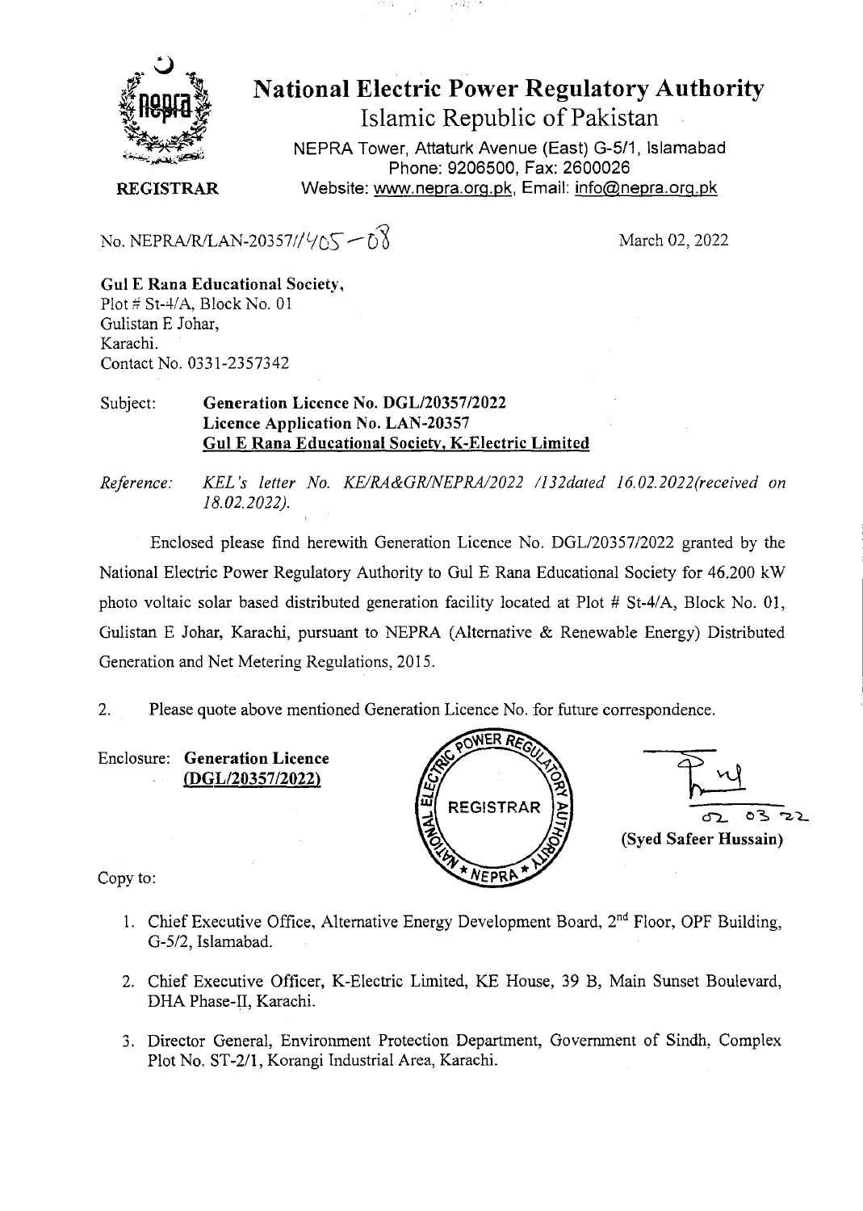# National Electric Power Regulatory Authority

Islamic Republic of Pakistan

NEPRA Tower, Attaturk Avenue (East) G-5/1, Islamabad
Phone: 9206500, Fax: 2600026
Website: www.nepra.org.pk, Email: info@nepra.org.pk

**REGISTRAR**

No. NEPRA/R/LAN-20357//405 — 08

March 02, 2022

**Gul E Rana Educational Society,**
Plot # St-4/A, Block No. 01
Gulistan E Johar,
Karachi.
Contact No. 0331-2357342

Subject: **Generation Licence No. DGL/20357/2022**
**Licence Application No. LAN-20357**
**Gul E Rana Educational Society, K-Electric Limited**

*Reference: KEL's letter No. KE/RA&GR/NEPRA/2022 /132dated 16.02.2022(received on 18.02.2022).*

Enclosed please find herewith Generation Licence No. DGL/20357/2022 granted by the National Electric Power Regulatory Authority to Gul E Rana Educational Society for 46.200 kW photo voltaic solar based distributed generation facility located at Plot # St-4/A, Block No. 01, Gulistan E Johar, Karachi, pursuant to NEPRA (Alternative & Renewable Energy) Distributed Generation and Net Metering Regulations, 2015.

2. Please quote above mentioned Generation Licence No. for future correspondence.

Enclosure: **Generation Licence**
**(DGL/20357/2022)**

02 03 22
**(Syed Safeer Hussain)**

Copy to:

1. Chief Executive Office, Alternative Energy Development Board, 2nd Floor, OPF Building, G-5/2, Islamabad.
2. Chief Executive Officer, K-Electric Limited, KE House, 39 B, Main Sunset Boulevard, DHA Phase-II, Karachi.
3. Director General, Environment Protection Department, Government of Sindh, Complex Plot No. ST-2/1, Korangi Industrial Area, Karachi.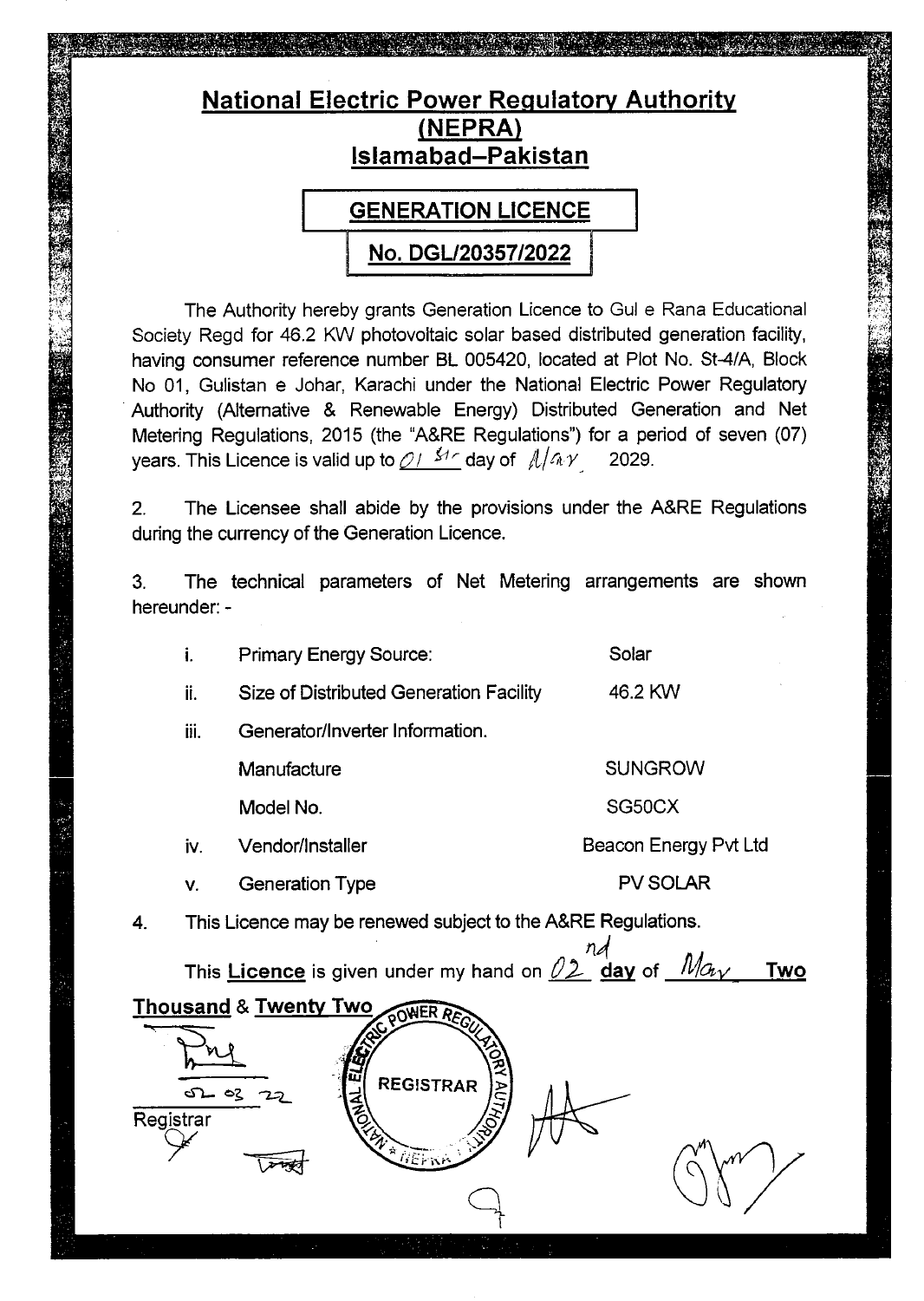# National Electric Power Regulatory Authority (NEPRA) Islamabad–Pakistan

## GENERATION LICENCE

## No. DGL/20357/2022

The Authority hereby grants Generation Licence to Gul e Rana Educational Society Regd for 46.2 KW photovoltaic solar based distributed generation facility, having consumer reference number BL 005420, located at Plot No. St-4/A, Block No 01, Gulistan e Johar, Karachi under the National Electric Power Regulatory Authority (Alternative & Renewable Energy) Distributed Generation and Net Metering Regulations, 2015 (the "A&RE Regulations") for a period of seven (07) years. This Licence is valid up to 01 st day of May 2029.

2. The Licensee shall abide by the provisions under the A&RE Regulations during the currency of the Generation Licence.

3. The technical parameters of Net Metering arrangements are shown hereunder: -

| | | |
|---|---|---|
| i. | Primary Energy Source: | Solar |
| ii. | Size of Distributed Generation Facility | 46.2 KW |
| iii. | Generator/Inverter Information. | |
| | Manufacture | SUNGROW |
| | Model No. | SG50CX |
| iv. | Vendor/Installer | Beacon Energy Pvt Ltd |
| v. | Generation Type | PV SOLAR |

4. This Licence may be renewed subject to the A&RE Regulations.

This **Licence** is given under my hand on 02 nd **day** of May **Two Thousand** & **Twenty Two**

02-05-22

Registrar

REGISTRAR

NATIONAL ELECTRIC POWER REGULATORY AUTHORITY * NEPRA *